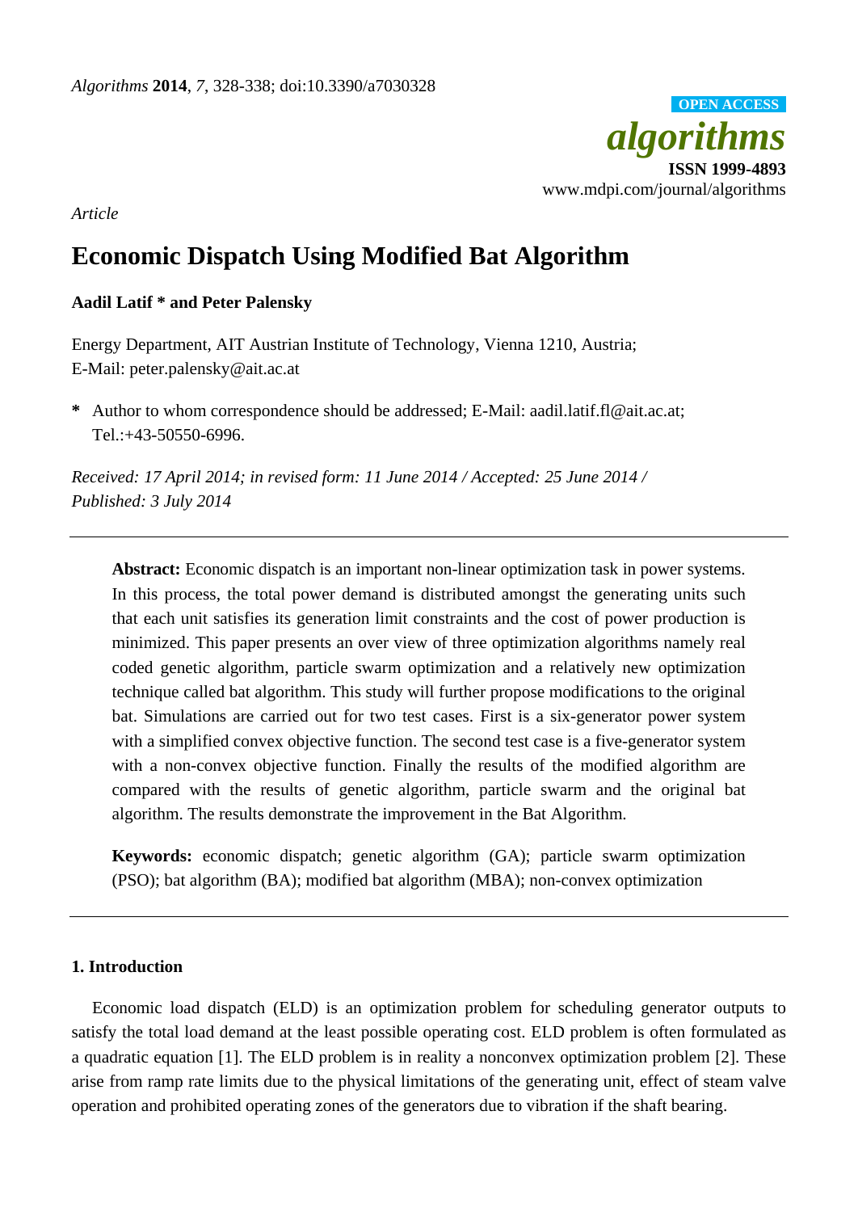*Article*

# Economic Dispatch Using Modified Bat Algorithm

**Aadil Latif * and Peter Palensky**

Energy Department, AIT Austrian Institute of Technology, Vienna 1210, Austria;
E-Mail: peter.palensky@ait.ac.at

**\*** Author to whom correspondence should be addressed; E-Mail: aadil.latif.fl@ait.ac.at;
Tel.:+43-50550-6996.

*Received: 17 April 2014; in revised form: 11 June 2014 / Accepted: 25 June 2014 / Published: 3 July 2014*

---

**Abstract:** Economic dispatch is an important non-linear optimization task in power systems. In this process, the total power demand is distributed amongst the generating units such that each unit satisfies its generation limit constraints and the cost of power production is minimized. This paper presents an over view of three optimization algorithms namely real coded genetic algorithm, particle swarm optimization and a relatively new optimization technique called bat algorithm. This study will further propose modifications to the original bat. Simulations are carried out for two test cases. First is a six-generator power system with a simplified convex objective function. The second test case is a five-generator system with a non-convex objective function. Finally the results of the modified algorithm are compared with the results of genetic algorithm, particle swarm and the original bat algorithm. The results demonstrate the improvement in the Bat Algorithm.

**Keywords:** economic dispatch; genetic algorithm (GA); particle swarm optimization (PSO); bat algorithm (BA); modified bat algorithm (MBA); non-convex optimization

---

## 1. Introduction

Economic load dispatch (ELD) is an optimization problem for scheduling generator outputs to satisfy the total load demand at the least possible operating cost. ELD problem is often formulated as a quadratic equation [1]. The ELD problem is in reality a nonconvex optimization problem [2]. These arise from ramp rate limits due to the physical limitations of the generating unit, effect of steam valve operation and prohibited operating zones of the generators due to vibration if the shaft bearing.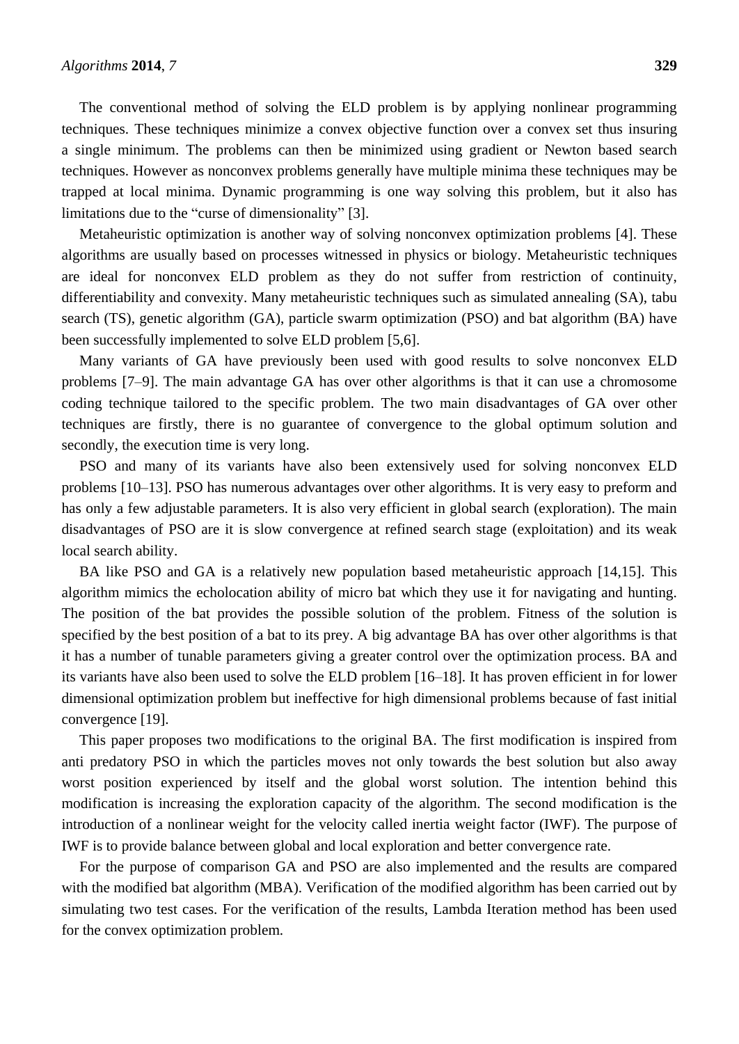The conventional method of solving the ELD problem is by applying nonlinear programming techniques. These techniques minimize a convex objective function over a convex set thus insuring a single minimum. The problems can then be minimized using gradient or Newton based search techniques. However as nonconvex problems generally have multiple minima these techniques may be trapped at local minima. Dynamic programming is one way solving this problem, but it also has limitations due to the "curse of dimensionality" [3].

Metaheuristic optimization is another way of solving nonconvex optimization problems [4]. These algorithms are usually based on processes witnessed in physics or biology. Metaheuristic techniques are ideal for nonconvex ELD problem as they do not suffer from restriction of continuity, differentiability and convexity. Many metaheuristic techniques such as simulated annealing (SA), tabu search (TS), genetic algorithm (GA), particle swarm optimization (PSO) and bat algorithm (BA) have been successfully implemented to solve ELD problem [5,6].

Many variants of GA have previously been used with good results to solve nonconvex ELD problems [7–9]. The main advantage GA has over other algorithms is that it can use a chromosome coding technique tailored to the specific problem. The two main disadvantages of GA over other techniques are firstly, there is no guarantee of convergence to the global optimum solution and secondly, the execution time is very long.

PSO and many of its variants have also been extensively used for solving nonconvex ELD problems [10–13]. PSO has numerous advantages over other algorithms. It is very easy to preform and has only a few adjustable parameters. It is also very efficient in global search (exploration). The main disadvantages of PSO are it is slow convergence at refined search stage (exploitation) and its weak local search ability.

BA like PSO and GA is a relatively new population based metaheuristic approach [14,15]. This algorithm mimics the echolocation ability of micro bat which they use it for navigating and hunting. The position of the bat provides the possible solution of the problem. Fitness of the solution is specified by the best position of a bat to its prey. A big advantage BA has over other algorithms is that it has a number of tunable parameters giving a greater control over the optimization process. BA and its variants have also been used to solve the ELD problem [16–18]. It has proven efficient in for lower dimensional optimization problem but ineffective for high dimensional problems because of fast initial convergence [19].

This paper proposes two modifications to the original BA. The first modification is inspired from anti predatory PSO in which the particles moves not only towards the best solution but also away worst position experienced by itself and the global worst solution. The intention behind this modification is increasing the exploration capacity of the algorithm. The second modification is the introduction of a nonlinear weight for the velocity called inertia weight factor (IWF). The purpose of IWF is to provide balance between global and local exploration and better convergence rate.

For the purpose of comparison GA and PSO are also implemented and the results are compared with the modified bat algorithm (MBA). Verification of the modified algorithm has been carried out by simulating two test cases. For the verification of the results, Lambda Iteration method has been used for the convex optimization problem.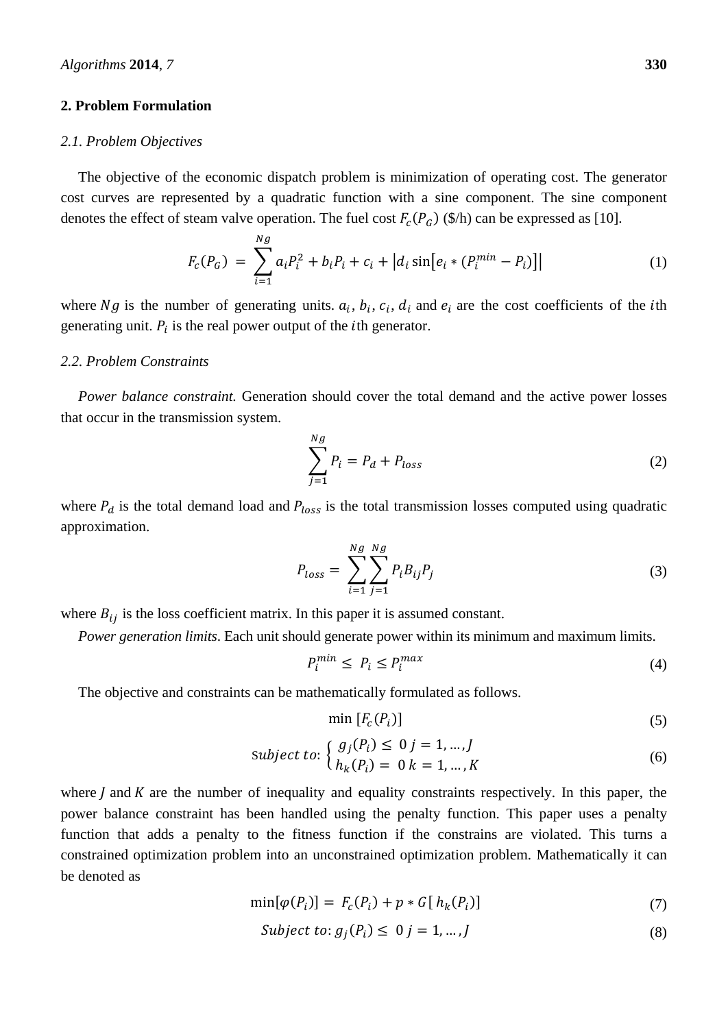## 2. Problem Formulation

### 2.1. Problem Objectives

The objective of the economic dispatch problem is minimization of operating cost. The generator cost curves are represented by a quadratic function with a sine component. The sine component denotes the effect of steam valve operation. The fuel cost $F_c(P_G)$ (\$/h) can be expressed as [10].

$$F_c(P_G) = \sum_{i=1}^{Ng} a_i P_i^2 + b_i P_i + c_i + \left| d_i \sin\left[ e_i * (P_i^{min} - P_i) \right] \right| \tag{1}$$

where $Ng$ is the number of generating units. $a_i$, $b_i$, $c_i$, $d_i$ and $e_i$ are the cost coefficients of the $i$th generating unit. $P_i$ is the real power output of the $i$th generator.

### 2.2. Problem Constraints

*Power balance constraint.* Generation should cover the total demand and the active power losses that occur in the transmission system.

$$\sum_{j=1}^{Ng} P_i = P_d + P_{loss} \tag{2}$$

where $P_d$ is the total demand load and $P_{loss}$ is the total transmission losses computed using quadratic approximation.

$$P_{loss} = \sum_{i=1}^{Ng} \sum_{j=1}^{Ng} P_i B_{ij} P_j \tag{3}$$

where $B_{ij}$ is the loss coefficient matrix. In this paper it is assumed constant.

*Power generation limits*. Each unit should generate power within its minimum and maximum limits.

$$P_i^{min} \leq P_i \leq P_i^{max} \tag{4}$$

The objective and constraints can be mathematically formulated as follows.

$$\min \left[ F_c(P_i) \right] \tag{5}$$

$$\text{Subject to:} \begin{cases} g_j(P_i) \leq 0 \; j = 1, \ldots, J \\ h_k(P_i) = 0 \; k = 1, \ldots, K \end{cases} \tag{6}$$

where $J$ and $K$ are the number of inequality and equality constraints respectively. In this paper, the power balance constraint has been handled using the penalty function. This paper uses a penalty function that adds a penalty to the fitness function if the constrains are violated. This turns a constrained optimization problem into an unconstrained optimization problem. Mathematically it can be denoted as

$$\min[\varphi(P_i)] = F_c(P_i) + p * G[\, h_k(P_i)] \tag{7}$$

$$\text{Subject to: } g_j(P_i) \leq 0 \; j = 1, \ldots, J \tag{8}$$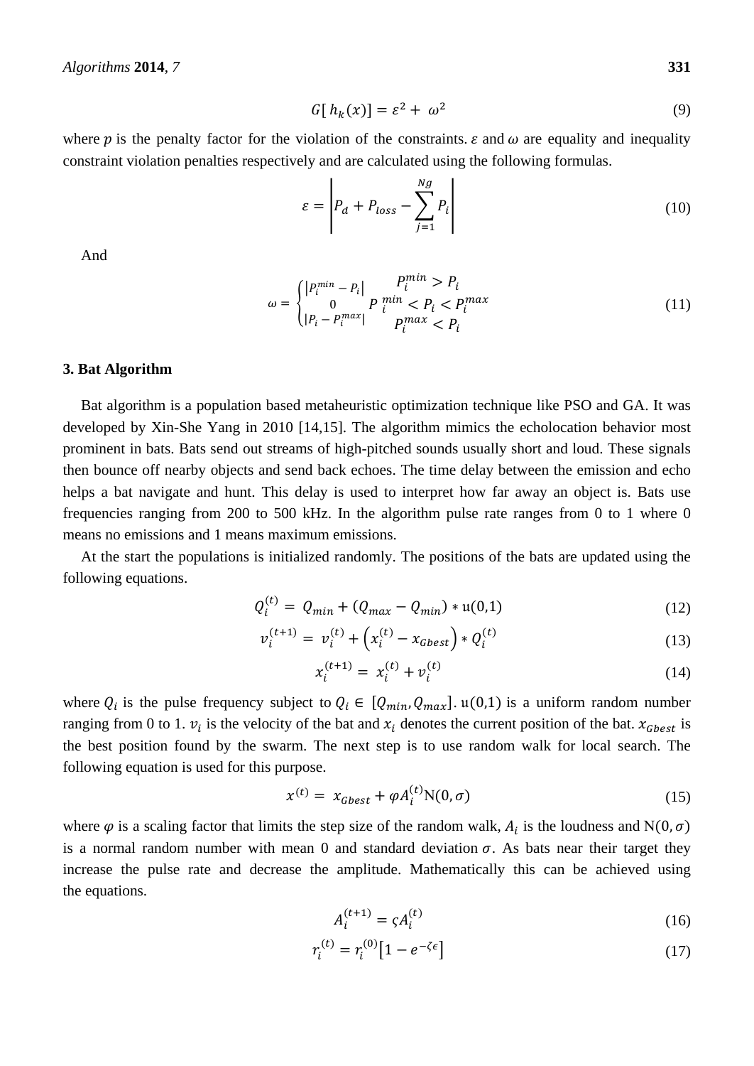$$G[\, h_k(x)] = \varepsilon^2 + \omega^2 \tag{9}$$

where $p$ is the penalty factor for the violation of the constraints. $\varepsilon$ and $\omega$ are equality and inequality constraint violation penalties respectively and are calculated using the following formulas.

$$\varepsilon = \left| P_d + P_{loss} - \sum_{j=1}^{Ng} P_i \right| \tag{10}$$

And

$$\omega = \begin{cases} |P_i^{min} - P_i| & P_i^{min} > P_i \\ 0 & P_i^{min} < P_i < P_i^{max} \\ |P_i - P_i^{max}| & P_i^{max} < P_i \end{cases} \tag{11}$$

## 3. Bat Algorithm

Bat algorithm is a population based metaheuristic optimization technique like PSO and GA. It was developed by Xin-She Yang in 2010 [14,15]. The algorithm mimics the echolocation behavior most prominent in bats. Bats send out streams of high-pitched sounds usually short and loud. These signals then bounce off nearby objects and send back echoes. The time delay between the emission and echo helps a bat navigate and hunt. This delay is used to interpret how far away an object is. Bats use frequencies ranging from 200 to 500 kHz. In the algorithm pulse rate ranges from 0 to 1 where 0 means no emissions and 1 means maximum emissions.

At the start the populations is initialized randomly. The positions of the bats are updated using the following equations.

$$Q_i^{(t)} = Q_{min} + (Q_{max} - Q_{min}) * \mathfrak{u}(0,1) \tag{12}$$

$$v_i^{(t+1)} = v_i^{(t)} + \left( x_i^{(t)} - x_{Gbest} \right) * Q_i^{(t)} \tag{13}$$

$$x_i^{(t+1)} = x_i^{(t)} + v_i^{(t)} \tag{14}$$

where $Q_i$ is the pulse frequency subject to $Q_i \in [Q_{min}, Q_{max}]$. $\mathfrak{u}(0,1)$ is a uniform random number ranging from 0 to 1. $v_i$ is the velocity of the bat and $x_i$ denotes the current position of the bat. $x_{Gbest}$ is the best position found by the swarm. The next step is to use random walk for local search. The following equation is used for this purpose.

$$x^{(t)} = x_{Gbest} + \varphi A_i^{(t)} \mathrm{N}(0, \sigma) \tag{15}$$

where $\varphi$ is a scaling factor that limits the step size of the random walk, $A_i$ is the loudness and $\mathrm{N}(0, \sigma)$ is a normal random number with mean 0 and standard deviation $\sigma$. As bats near their target they increase the pulse rate and decrease the amplitude. Mathematically this can be achieved using the equations.

$$A_i^{(t+1)} = \varsigma A_i^{(t)} \tag{16}$$

$$r_i^{(t)} = r_i^{(0)} \left[ 1 - e^{-\zeta \epsilon} \right] \tag{17}$$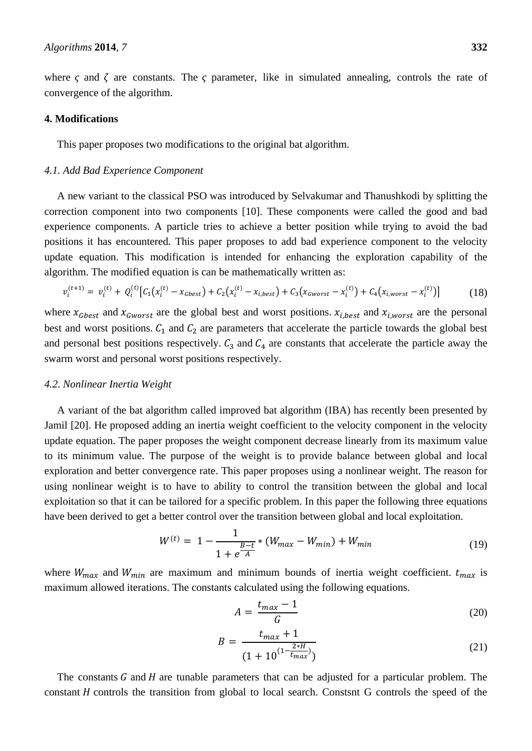where $\varsigma$ and $\zeta$ are constants. The $\varsigma$ parameter, like in simulated annealing, controls the rate of convergence of the algorithm.

## 4. Modifications

This paper proposes two modifications to the original bat algorithm.

### 4.1. Add Bad Experience Component

A new variant to the classical PSO was introduced by Selvakumar and Thanushkodi by splitting the correction component into two components [10]. These components were called the good and bad experience components. A particle tries to achieve a better position while trying to avoid the bad positions it has encountered. This paper proposes to add bad experience component to the velocity update equation. This modification is intended for enhancing the exploration capability of the algorithm. The modified equation is can be mathematically written as:

$$v_i^{(t+1)} = v_i^{(t)} + Q_i^{(t)}\left[C_1\left(x_i^{(t)} - x_{Gbest}\right) + C_2\left(x_i^{(t)} - x_{i,best}\right) + C_3\left(x_{Gworst} - x_i^{(t)}\right) + C_4\left(x_{i,worst} - x_i^{(t)}\right)\right] \quad (18)$$

where $x_{Gbest}$ and $x_{Gworst}$ are the global best and worst positions. $x_{i,best}$ and $x_{i,worst}$ are the personal best and worst positions. $C_1$ and $C_2$ are parameters that accelerate the particle towards the global best and personal best positions respectively. $C_3$ and $C_4$ are constants that accelerate the particle away the swarm worst and personal worst positions respectively.

### 4.2. Nonlinear Inertia Weight

A variant of the bat algorithm called improved bat algorithm (IBA) has recently been presented by Jamil [20]. He proposed adding an inertia weight coefficient to the velocity component in the velocity update equation. The paper proposes the weight component decrease linearly from its maximum value to its minimum value. The purpose of the weight is to provide balance between global and local exploration and better convergence rate. This paper proposes using a nonlinear weight. The reason for using nonlinear weight is to have to ability to control the transition between the global and local exploitation so that it can be tailored for a specific problem. In this paper the following three equations have been derived to get a better control over the transition between global and local exploitation.

$$W^{(t)} = 1 - \frac{1}{1 + e^{\frac{B-t}{A}}} * (W_{max} - W_{min}) + W_{min} \quad (19)$$

where $W_{max}$ and $W_{min}$ are maximum and minimum bounds of inertia weight coefficient. $t_{max}$ is maximum allowed iterations. The constants calculated using the following equations.

$$A = \frac{t_{max} - 1}{G} \quad (20)$$

$$B = \frac{t_{max} + 1}{\left(1 + 10^{\left(1 - \frac{2*H}{t_{max}}\right)}\right)} \quad (21)$$

The constants $G$ and $H$ are tunable parameters that can be adjusted for a particular problem. The constant $H$ controls the transition from global to local search. Constsnt G controls the speed of the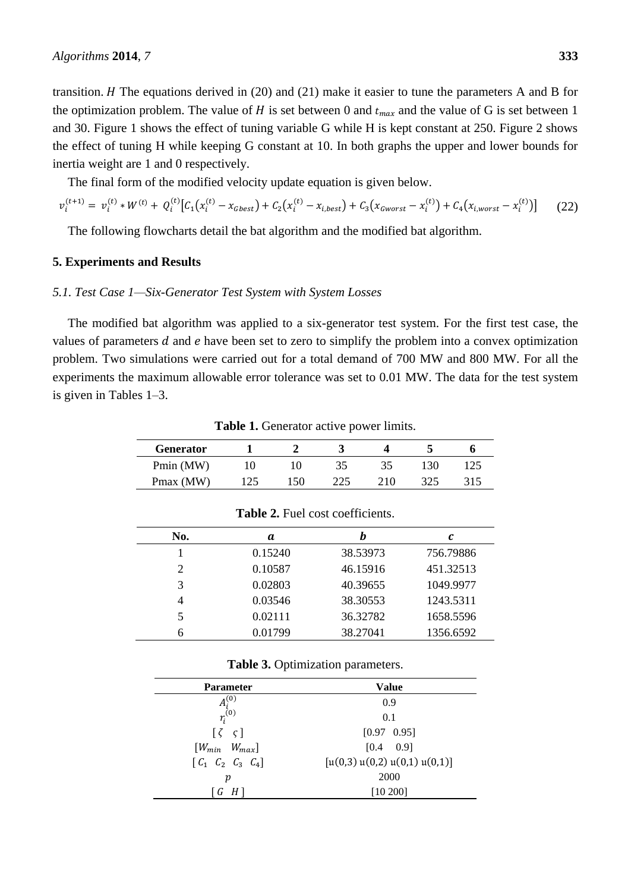transition. $H$ The equations derived in (20) and (21) make it easier to tune the parameters A and B for the optimization problem. The value of $H$ is set between 0 and $t_{max}$ and the value of G is set between 1 and 30. Figure 1 shows the effect of tuning variable G while H is kept constant at 250. Figure 2 shows the effect of tuning H while keeping G constant at 10. In both graphs the upper and lower bounds for inertia weight are 1 and 0 respectively.

The final form of the modified velocity update equation is given below.

$$v_i^{(t+1)} = v_i^{(t)} * W^{(t)} + Q_i^{(t)}\left[C_1\left(x_i^{(t)} - x_{Gbest}\right) + C_2\left(x_i^{(t)} - x_{i,best}\right) + C_3\left(x_{Gworst} - x_i^{(t)}\right) + C_4\left(x_{i,worst} - x_i^{(t)}\right)\right] \quad (22)$$

The following flowcharts detail the bat algorithm and the modified bat algorithm.

## 5. Experiments and Results

### *5.1. Test Case 1—Six-Generator Test System with System Losses*

The modified bat algorithm was applied to a six-generator test system. For the first test case, the values of parameters $d$ and $e$ have been set to zero to simplify the problem into a convex optimization problem. Two simulations were carried out for a total demand of 700 MW and 800 MW. For all the experiments the maximum allowable error tolerance was set to 0.01 MW. The data for the test system is given in Tables 1–3.

**Table 1.** Generator active power limits.

| Generator | 1 | 2 | 3 | 4 | 5 | 6 |
|---|---|---|---|---|---|---|
| Pmin (MW) | 10 | 10 | 35 | 35 | 130 | 125 |
| Pmax (MW) | 125 | 150 | 225 | 210 | 325 | 315 |

**Table 2.** Fuel cost coefficients.

| No. | *a* | *b* | *c* |
|---|---|---|---|
| 1 | 0.15240 | 38.53973 | 756.79886 |
| 2 | 0.10587 | 46.15916 | 451.32513 |
| 3 | 0.02803 | 40.39655 | 1049.9977 |
| 4 | 0.03546 | 38.30553 | 1243.5311 |
| 5 | 0.02111 | 36.32782 | 1658.5596 |
| 6 | 0.01799 | 38.27041 | 1356.6592 |

**Table 3.** Optimization parameters.

| Parameter | Value |
|---|---|
| $A_i^{(0)}$ | 0.9 |
| $r_i^{(0)}$ | 0.1 |
| $[\zeta \quad \varsigma]$ | [0.97 0.95] |
| $[W_{min} \quad W_{max}]$ | [0.4 0.9] |
| $[C_1 \quad C_2 \quad C_3 \quad C_4]$ | [u(0,3) u(0,2) u(0,1) u(0,1)] |
| $p$ | 2000 |
| $[G \quad H]$ | [10 200] |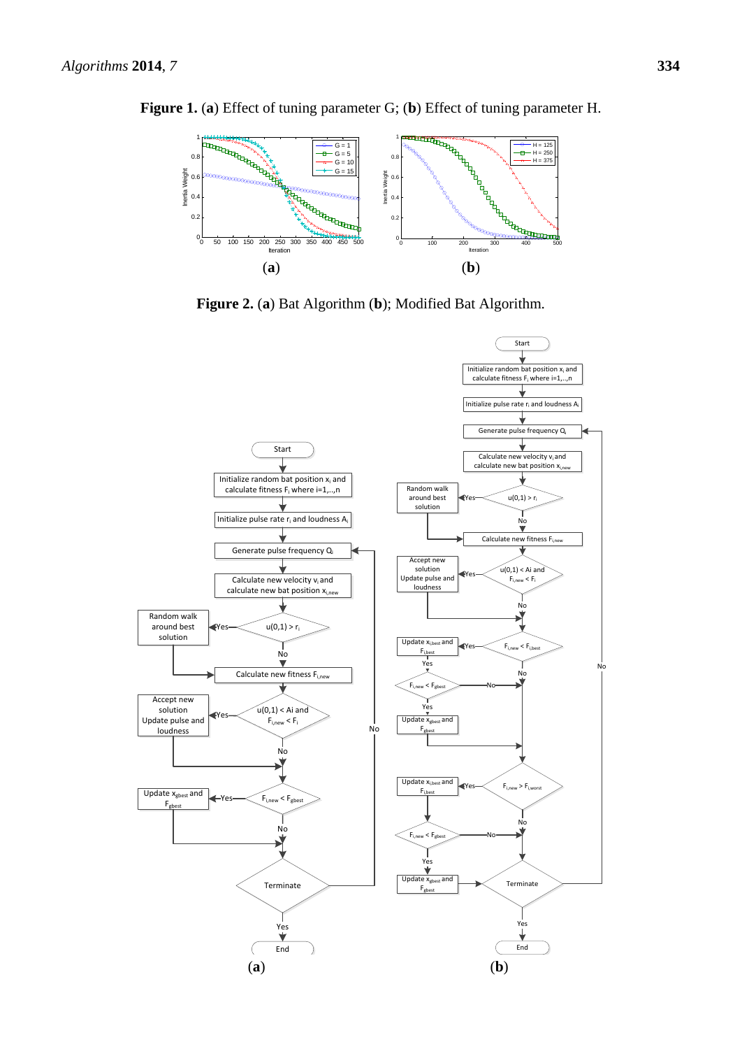**Figure 1.** (**a**) Effect of tuning parameter G; (**b**) Effect of tuning parameter H.

(**a**) (**b**)

**Figure 2.** (**a**) Bat Algorithm (**b**); Modified Bat Algorithm.

(**a**) (**b**)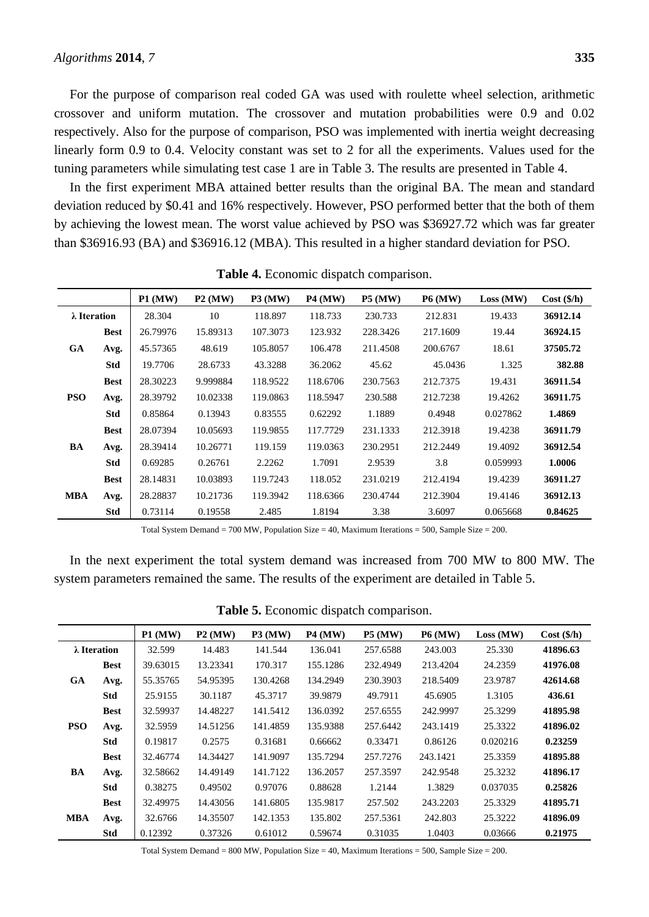For the purpose of comparison real coded GA was used with roulette wheel selection, arithmetic crossover and uniform mutation. The crossover and mutation probabilities were 0.9 and 0.02 respectively. Also for the purpose of comparison, PSO was implemented with inertia weight decreasing linearly form 0.9 to 0.4. Velocity constant was set to 2 for all the experiments. Values used for the tuning parameters while simulating test case 1 are in Table 3. The results are presented in Table 4.

In the first experiment MBA attained better results than the original BA. The mean and standard deviation reduced by $0.41 and 16% respectively. However, PSO performed better that the both of them by achieving the lowest mean. The worst value achieved by PSO was $36927.72 which was far greater than $36916.93 (BA) and $36916.12 (MBA). This resulted in a higher standard deviation for PSO.

**Table 4.** Economic dispatch comparison.

| | | P1 (MW) | P2 (MW) | P3 (MW) | P4 (MW) | P5 (MW) | P6 (MW) | Loss (MW) | Cost ($/h) |
|---|---|---|---|---|---|---|---|---|---|
| λ Iteration | | 28.304 | 10 | 118.897 | 118.733 | 230.733 | 212.831 | 19.433 | **36912.14** |
| GA | **Best** | 26.79976 | 15.89313 | 107.3073 | 123.932 | 228.3426 | 217.1609 | 19.44 | **36924.15** |
| | **Avg.** | 45.57365 | 48.619 | 105.8057 | 106.478 | 211.4508 | 200.6767 | 18.61 | **37505.72** |
| | **Std** | 19.7706 | 28.6733 | 43.3288 | 36.2062 | 45.62 | 45.0436 | 1.325 | **382.88** |
| PSO | **Best** | 28.30223 | 9.999884 | 118.9522 | 118.6706 | 230.7563 | 212.7375 | 19.431 | **36911.54** |
| | **Avg.** | 28.39792 | 10.02338 | 119.0863 | 118.5947 | 230.588 | 212.7238 | 19.4262 | **36911.75** |
| | **Std** | 0.85864 | 0.13943 | 0.83555 | 0.62292 | 1.1889 | 0.4948 | 0.027862 | **1.4869** |
| BA | **Best** | 28.07394 | 10.05693 | 119.9855 | 117.7729 | 231.1333 | 212.3918 | 19.4238 | **36911.79** |
| | **Avg.** | 28.39414 | 10.26771 | 119.159 | 119.0363 | 230.2951 | 212.2449 | 19.4092 | **36912.54** |
| | **Std** | 0.69285 | 0.26761 | 2.2262 | 1.7091 | 2.9539 | 3.8 | 0.059993 | **1.0006** |
| MBA | **Best** | 28.14831 | 10.03893 | 119.7243 | 118.052 | 231.0219 | 212.4194 | 19.4239 | **36911.27** |
| | **Avg.** | 28.28837 | 10.21736 | 119.3942 | 118.6366 | 230.4744 | 212.3904 | 19.4146 | **36912.13** |
| | **Std** | 0.73114 | 0.19558 | 2.485 | 1.8194 | 3.38 | 3.6097 | 0.065668 | **0.84625** |

Total System Demand = 700 MW, Population Size = 40, Maximum Iterations = 500, Sample Size = 200.

In the next experiment the total system demand was increased from 700 MW to 800 MW. The system parameters remained the same. The results of the experiment are detailed in Table 5.

**Table 5.** Economic dispatch comparison.

| | | P1 (MW) | P2 (MW) | P3 (MW) | P4 (MW) | P5 (MW) | P6 (MW) | Loss (MW) | Cost ($/h) |
|---|---|---|---|---|---|---|---|---|---|
| λ Iteration | | 32.599 | 14.483 | 141.544 | 136.041 | 257.6588 | 243.003 | 25.330 | **41896.63** |
| GA | **Best** | 39.63015 | 13.23341 | 170.317 | 155.1286 | 232.4949 | 213.4204 | 24.2359 | **41976.08** |
| | **Avg.** | 55.35765 | 54.95395 | 130.4268 | 134.2949 | 230.3903 | 218.5409 | 23.9787 | **42614.68** |
| | **Std** | 25.9155 | 30.1187 | 45.3717 | 39.9879 | 49.7911 | 45.6905 | 1.3105 | **436.61** |
| PSO | **Best** | 32.59937 | 14.48227 | 141.5412 | 136.0392 | 257.6555 | 242.9997 | 25.3299 | **41895.98** |
| | **Avg.** | 32.5959 | 14.51256 | 141.4859 | 135.9388 | 257.6442 | 243.1419 | 25.3322 | **41896.02** |
| | **Std** | 0.19817 | 0.2575 | 0.31681 | 0.66662 | 0.33471 | 0.86126 | 0.020216 | **0.23259** |
| BA | **Best** | 32.46774 | 14.34427 | 141.9097 | 135.7294 | 257.7276 | 243.1421 | 25.3359 | **41895.88** |
| | **Avg.** | 32.58662 | 14.49149 | 141.7122 | 136.2057 | 257.3597 | 242.9548 | 25.3232 | **41896.17** |
| | **Std** | 0.38275 | 0.49502 | 0.97076 | 0.88628 | 1.2144 | 1.3829 | 0.037035 | **0.25826** |
| MBA | **Best** | 32.49975 | 14.43056 | 141.6805 | 135.9817 | 257.502 | 243.2203 | 25.3329 | **41895.71** |
| | **Avg.** | 32.6766 | 14.35507 | 142.1353 | 135.802 | 257.5361 | 242.803 | 25.3222 | **41896.09** |
| | **Std** | 0.12392 | 0.37326 | 0.61012 | 0.59674 | 0.31035 | 1.0403 | 0.03666 | **0.21975** |

Total System Demand = 800 MW, Population Size = 40, Maximum Iterations = 500, Sample Size = 200.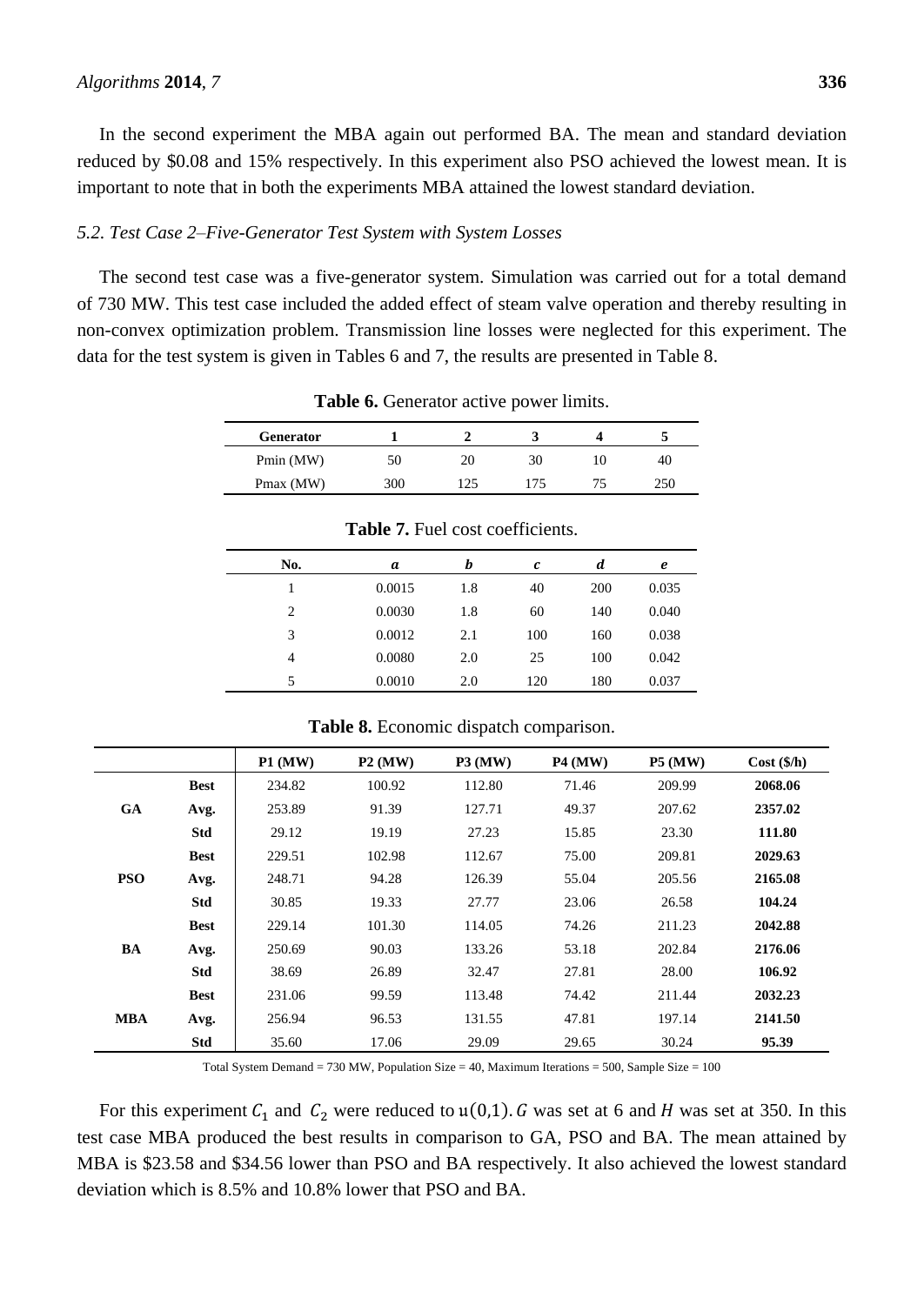In the second experiment the MBA again out performed BA. The mean and standard deviation reduced by \$0.08 and 15% respectively. In this experiment also PSO achieved the lowest mean. It is important to note that in both the experiments MBA attained the lowest standard deviation.

### *5.2. Test Case 2–Five-Generator Test System with System Losses*

The second test case was a five-generator system. Simulation was carried out for a total demand of 730 MW. This test case included the added effect of steam valve operation and thereby resulting in non-convex optimization problem. Transmission line losses were neglected for this experiment. The data for the test system is given in Tables 6 and 7, the results are presented in Table 8.

**Table 6.** Generator active power limits.

| Generator | 1 | 2 | 3 | 4 | 5 |
|---|---|---|---|---|---|
| Pmin (MW) | 50 | 20 | 30 | 10 | 40 |
| Pmax (MW) | 300 | 125 | 175 | 75 | 250 |

**Table 7.** Fuel cost coefficients.

| No. | *a* | *b* | *c* | *d* | *e* |
|---|---|---|---|---|---|
| 1 | 0.0015 | 1.8 | 40 | 200 | 0.035 |
| 2 | 0.0030 | 1.8 | 60 | 140 | 0.040 |
| 3 | 0.0012 | 2.1 | 100 | 160 | 0.038 |
| 4 | 0.0080 | 2.0 | 25 | 100 | 0.042 |
| 5 | 0.0010 | 2.0 | 120 | 180 | 0.037 |

**Table 8.** Economic dispatch comparison.

| | | P1 (MW) | P2 (MW) | P3 (MW) | P4 (MW) | P5 (MW) | Cost (\$/h) |
|---|---|---|---|---|---|---|---|
| **GA** | **Best** | 234.82 | 100.92 | 112.80 | 71.46 | 209.99 | **2068.06** |
| | **Avg.** | 253.89 | 91.39 | 127.71 | 49.37 | 207.62 | **2357.02** |
| | **Std** | 29.12 | 19.19 | 27.23 | 15.85 | 23.30 | **111.80** |
| **PSO** | **Best** | 229.51 | 102.98 | 112.67 | 75.00 | 209.81 | **2029.63** |
| | **Avg.** | 248.71 | 94.28 | 126.39 | 55.04 | 205.56 | **2165.08** |
| | **Std** | 30.85 | 19.33 | 27.77 | 23.06 | 26.58 | **104.24** |
| **BA** | **Best** | 229.14 | 101.30 | 114.05 | 74.26 | 211.23 | **2042.88** |
| | **Avg.** | 250.69 | 90.03 | 133.26 | 53.18 | 202.84 | **2176.06** |
| | **Std** | 38.69 | 26.89 | 32.47 | 27.81 | 28.00 | **106.92** |
| **MBA** | **Best** | 231.06 | 99.59 | 113.48 | 74.42 | 211.44 | **2032.23** |
| | **Avg.** | 256.94 | 96.53 | 131.55 | 47.81 | 197.14 | **2141.50** |
| | **Std** | 35.60 | 17.06 | 29.09 | 29.65 | 30.24 | **95.39** |

Total System Demand = 730 MW, Population Size = 40, Maximum Iterations = 500, Sample Size = 100

For this experiment $C_1$ and $C_2$ were reduced to $u(0,1)$. $G$ was set at 6 and $H$ was set at 350. In this test case MBA produced the best results in comparison to GA, PSO and BA. The mean attained by MBA is \$23.58 and \$34.56 lower than PSO and BA respectively. It also achieved the lowest standard deviation which is 8.5% and 10.8% lower that PSO and BA.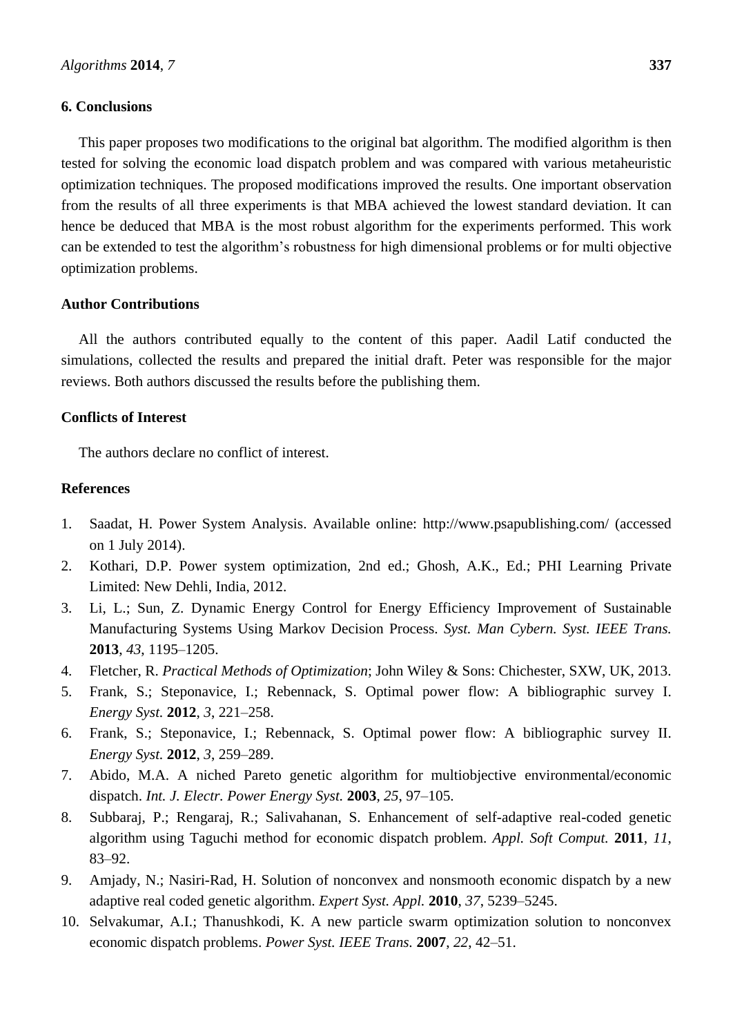## 6. Conclusions

This paper proposes two modifications to the original bat algorithm. The modified algorithm is then tested for solving the economic load dispatch problem and was compared with various metaheuristic optimization techniques. The proposed modifications improved the results. One important observation from the results of all three experiments is that MBA achieved the lowest standard deviation. It can hence be deduced that MBA is the most robust algorithm for the experiments performed. This work can be extended to test the algorithm's robustness for high dimensional problems or for multi objective optimization problems.

## Author Contributions

All the authors contributed equally to the content of this paper. Aadil Latif conducted the simulations, collected the results and prepared the initial draft. Peter was responsible for the major reviews. Both authors discussed the results before the publishing them.

## Conflicts of Interest

The authors declare no conflict of interest.

## References

1. Saadat, H. Power System Analysis. Available online: http://www.psapublishing.com/ (accessed on 1 July 2014).
2. Kothari, D.P. Power system optimization, 2nd ed.; Ghosh, A.K., Ed.; PHI Learning Private Limited: New Dehli, India, 2012.
3. Li, L.; Sun, Z. Dynamic Energy Control for Energy Efficiency Improvement of Sustainable Manufacturing Systems Using Markov Decision Process. *Syst. Man Cybern. Syst. IEEE Trans.* **2013**, *43*, 1195–1205.
4. Fletcher, R. *Practical Methods of Optimization*; John Wiley & Sons: Chichester, SXW, UK, 2013.
5. Frank, S.; Steponavice, I.; Rebennack, S. Optimal power flow: A bibliographic survey I. *Energy Syst.* **2012**, *3*, 221–258.
6. Frank, S.; Steponavice, I.; Rebennack, S. Optimal power flow: A bibliographic survey II. *Energy Syst.* **2012**, *3*, 259–289.
7. Abido, M.A. A niched Pareto genetic algorithm for multiobjective environmental/economic dispatch. *Int. J. Electr. Power Energy Syst.* **2003**, *25*, 97–105.
8. Subbaraj, P.; Rengaraj, R.; Salivahanan, S. Enhancement of self-adaptive real-coded genetic algorithm using Taguchi method for economic dispatch problem. *Appl. Soft Comput.* **2011**, *11*, 83–92.
9. Amjady, N.; Nasiri-Rad, H. Solution of nonconvex and nonsmooth economic dispatch by a new adaptive real coded genetic algorithm. *Expert Syst. Appl.* **2010**, *37*, 5239–5245.
10. Selvakumar, A.I.; Thanushkodi, K. A new particle swarm optimization solution to nonconvex economic dispatch problems. *Power Syst. IEEE Trans.* **2007**, *22*, 42–51.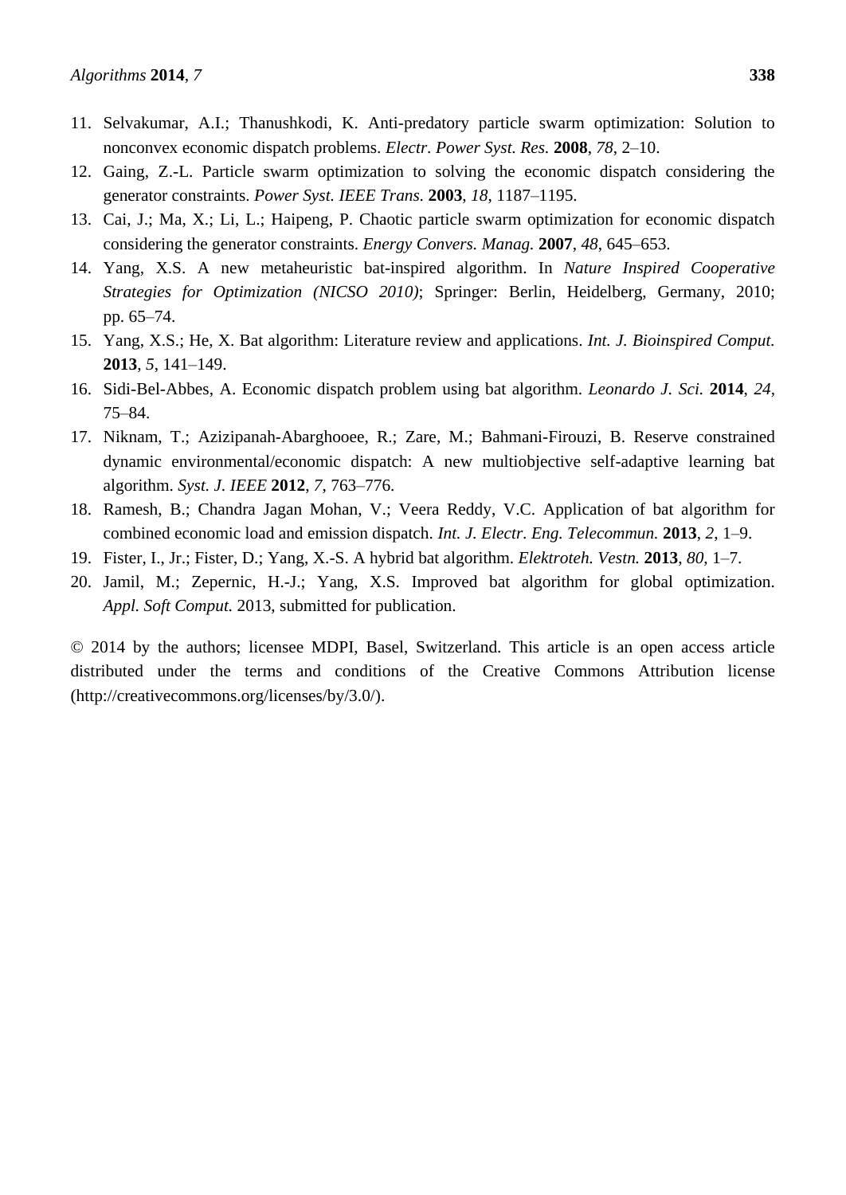11. Selvakumar, A.I.; Thanushkodi, K. Anti-predatory particle swarm optimization: Solution to nonconvex economic dispatch problems. *Electr. Power Syst. Res.* **2008**, *78*, 2–10.
12. Gaing, Z.-L. Particle swarm optimization to solving the economic dispatch considering the generator constraints. *Power Syst. IEEE Trans.* **2003**, *18*, 1187–1195.
13. Cai, J.; Ma, X.; Li, L.; Haipeng, P. Chaotic particle swarm optimization for economic dispatch considering the generator constraints. *Energy Convers. Manag.* **2007**, *48*, 645–653.
14. Yang, X.S. A new metaheuristic bat-inspired algorithm. In *Nature Inspired Cooperative Strategies for Optimization (NICSO 2010)*; Springer: Berlin, Heidelberg, Germany, 2010; pp. 65–74.
15. Yang, X.S.; He, X. Bat algorithm: Literature review and applications. *Int. J. Bioinspired Comput.* **2013**, *5*, 141–149.
16. Sidi-Bel-Abbes, A. Economic dispatch problem using bat algorithm. *Leonardo J. Sci.* **2014**, *24*, 75–84.
17. Niknam, T.; Azizipanah-Abarghooee, R.; Zare, M.; Bahmani-Firouzi, B. Reserve constrained dynamic environmental/economic dispatch: A new multiobjective self-adaptive learning bat algorithm. *Syst. J. IEEE* **2012**, *7*, 763–776.
18. Ramesh, B.; Chandra Jagan Mohan, V.; Veera Reddy, V.C. Application of bat algorithm for combined economic load and emission dispatch. *Int. J. Electr. Eng. Telecommun.* **2013**, *2*, 1–9.
19. Fister, I., Jr.; Fister, D.; Yang, X.-S. A hybrid bat algorithm. *Elektroteh. Vestn.* **2013**, *80*, 1–7.
20. Jamil, M.; Zepernic, H.-J.; Yang, X.S. Improved bat algorithm for global optimization. *Appl. Soft Comput.* 2013, submitted for publication.

© 2014 by the authors; licensee MDPI, Basel, Switzerland. This article is an open access article distributed under the terms and conditions of the Creative Commons Attribution license (http://creativecommons.org/licenses/by/3.0/).